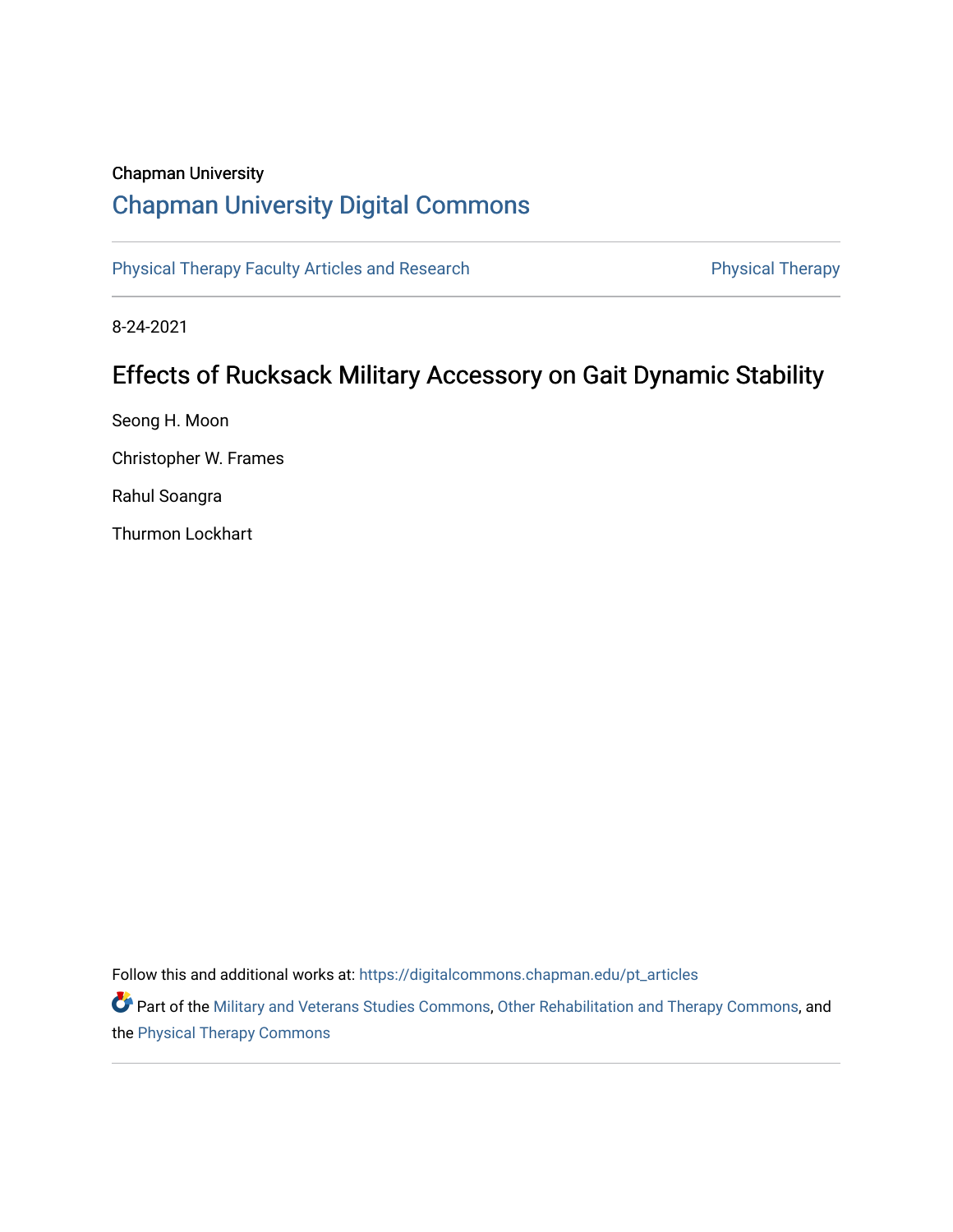Chapman University

## Chapman University Digital Commons

Physical Therapy Faculty Articles and Research | Physical Therapy

8-24-2021

# Effects of Rucksack Military Accessory on Gait Dynamic Stability

Seong H. Moon

Christopher W. Frames

Rahul Soangra

Thurmon Lockhart

Follow this and additional works at: https://digitalcommons.chapman.edu/pt_articles

Part of the Military and Veterans Studies Commons, Other Rehabilitation and Therapy Commons, and the Physical Therapy Commons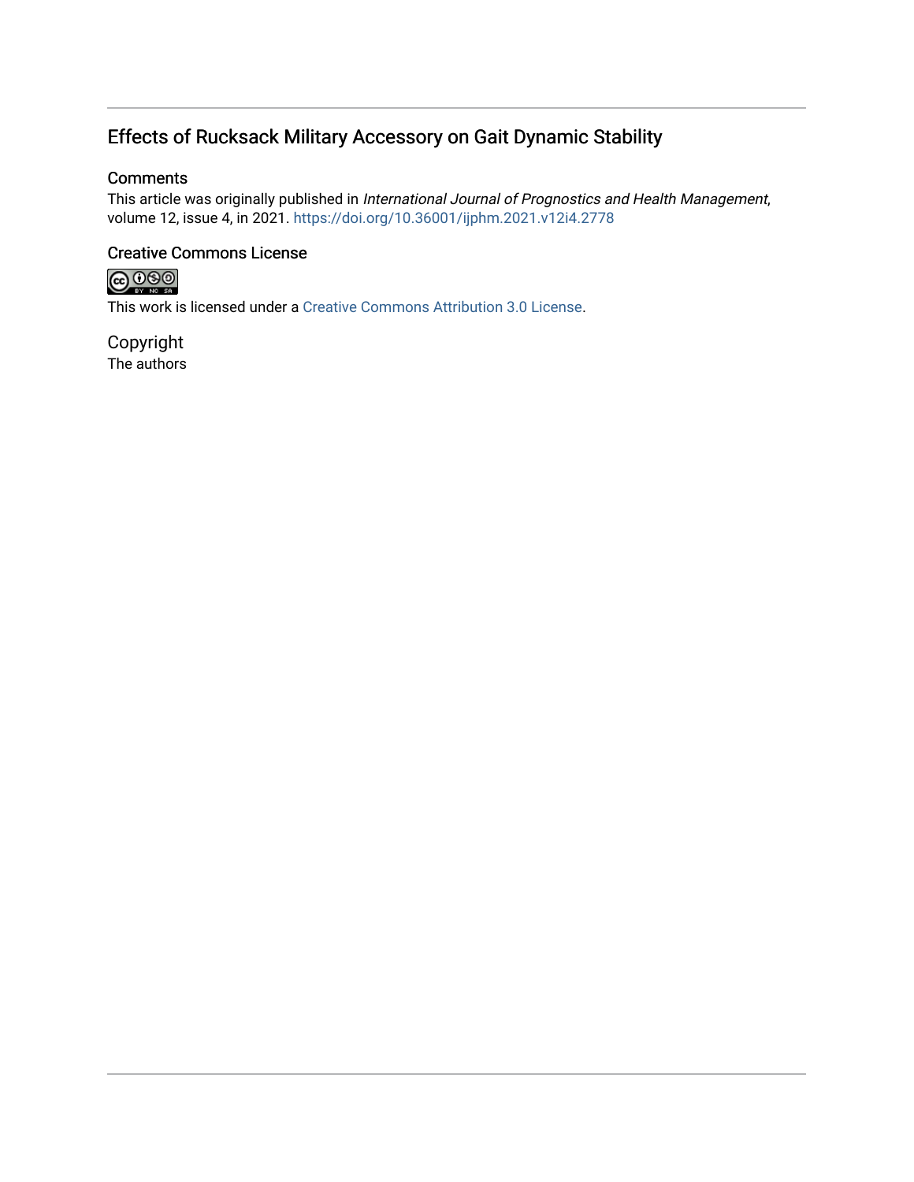# Effects of Rucksack Military Accessory on Gait Dynamic Stability

## Comments

This article was originally published in *International Journal of Prognostics and Health Management*, volume 12, issue 4, in 2021. https://doi.org/10.36001/ijphm.2021.v12i4.2778

## Creative Commons License

This work is licensed under a Creative Commons Attribution 3.0 License.

## Copyright

The authors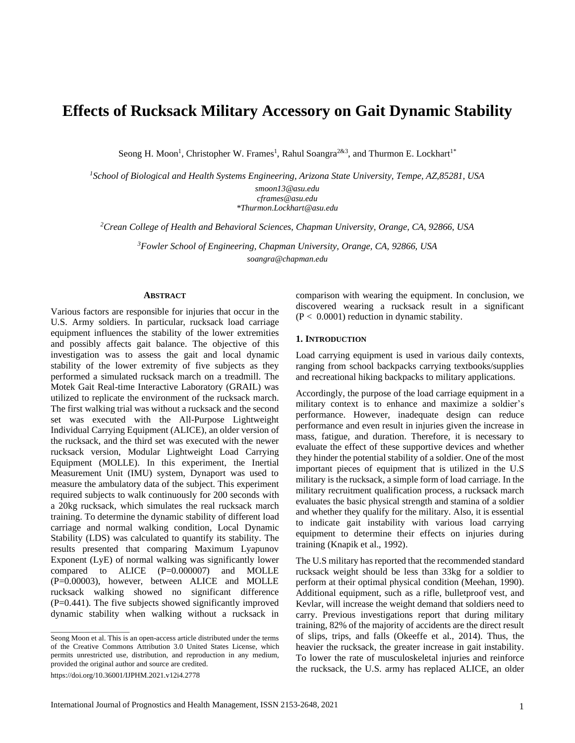# Effects of Rucksack Military Accessory on Gait Dynamic Stability

Seong H. Moon[1], Christopher W. Frames[1], Rahul Soangra[2&3], and Thurmon E. Lockhart[1*]

[1]*School of Biological and Health Systems Engineering, Arizona State University, Tempe, AZ,85281, USA*

*smoon13@asu.edu*
*cframes@asu.edu*
*\*Thurmon.Lockhart@asu.edu*

[2]*Crean College of Health and Behavioral Sciences, Chapman University, Orange, CA, 92866, USA*

[3]*Fowler School of Engineering, Chapman University, Orange, CA, 92866, USA*
*soangra@chapman.edu*

## ABSTRACT

Various factors are responsible for injuries that occur in the U.S. Army soldiers. In particular, rucksack load carriage equipment influences the stability of the lower extremities and possibly affects gait balance. The objective of this investigation was to assess the gait and local dynamic stability of the lower extremity of five subjects as they performed a simulated rucksack march on a treadmill. The Motek Gait Real-time Interactive Laboratory (GRAIL) was utilized to replicate the environment of the rucksack march. The first walking trial was without a rucksack and the second set was executed with the All-Purpose Lightweight Individual Carrying Equipment (ALICE), an older version of the rucksack, and the third set was executed with the newer rucksack version, Modular Lightweight Load Carrying Equipment (MOLLE). In this experiment, the Inertial Measurement Unit (IMU) system, Dynaport was used to measure the ambulatory data of the subject. This experiment required subjects to walk continuously for 200 seconds with a 20kg rucksack, which simulates the real rucksack march training. To determine the dynamic stability of different load carriage and normal walking condition, Local Dynamic Stability (LDS) was calculated to quantify its stability. The results presented that comparing Maximum Lyapunov Exponent (LyE) of normal walking was significantly lower compared to ALICE ($P=0.000007$) and MOLLE ($P=0.00003$), however, between ALICE and MOLLE rucksack walking showed no significant difference ($P=0.441$). The five subjects showed significantly improved dynamic stability when walking without a rucksack in comparison with wearing the equipment. In conclusion, we discovered wearing a rucksack result in a significant ($P < 0.0001$) reduction in dynamic stability.

## 1. INTRODUCTION

Load carrying equipment is used in various daily contexts, ranging from school backpacks carrying textbooks/supplies and recreational hiking backpacks to military applications.

Accordingly, the purpose of the load carriage equipment in a military context is to enhance and maximize a soldier's performance. However, inadequate design can reduce performance and even result in injuries given the increase in mass, fatigue, and duration. Therefore, it is necessary to evaluate the effect of these supportive devices and whether they hinder the potential stability of a soldier. One of the most important pieces of equipment that is utilized in the U.S military is the rucksack, a simple form of load carriage. In the military recruitment qualification process, a rucksack march evaluates the basic physical strength and stamina of a soldier and whether they qualify for the military. Also, it is essential to indicate gait instability with various load carrying equipment to determine their effects on injuries during training (Knapik et al., 1992).

The U.S military has reported that the recommended standard rucksack weight should be less than 33kg for a soldier to perform at their optimal physical condition (Meehan, 1990). Additional equipment, such as a rifle, bulletproof vest, and Kevlar, will increase the weight demand that soldiers need to carry. Previous investigations report that during military training, 82% of the majority of accidents are the direct result of slips, trips, and falls (Okeeffe et al., 2014). Thus, the heavier the rucksack, the greater increase in gait instability. To lower the rate of musculoskeletal injuries and reinforce the rucksack, the U.S. army has replaced ALICE, an older

Seong Moon et al. This is an open-access article distributed under the terms of the Creative Commons Attribution 3.0 United States License, which permits unrestricted use, distribution, and reproduction in any medium, provided the original author and source are credited.

https://doi.org/10.36001/IJPHM.2021.v12i4.2778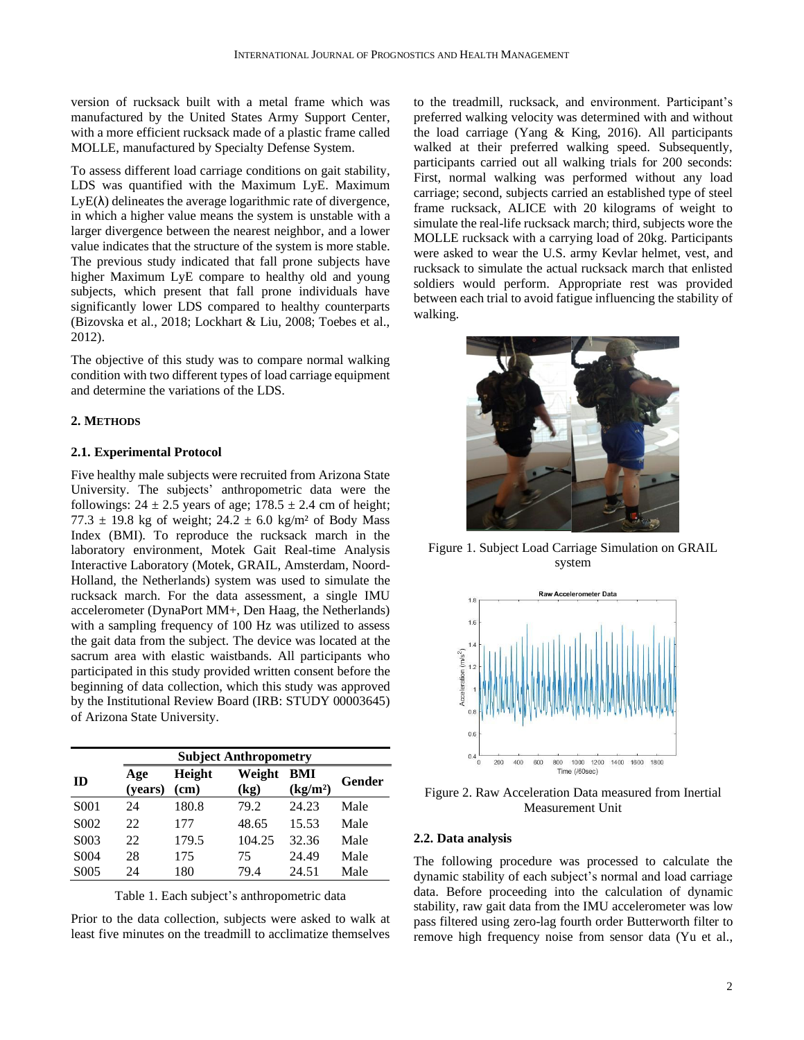version of rucksack built with a metal frame which was manufactured by the United States Army Support Center, with a more efficient rucksack made of a plastic frame called MOLLE, manufactured by Specialty Defense System.

To assess different load carriage conditions on gait stability, LDS was quantified with the Maximum LyE. Maximum LyE(λ) delineates the average logarithmic rate of divergence, in which a higher value means the system is unstable with a larger divergence between the nearest neighbor, and a lower value indicates that the structure of the system is more stable. The previous study indicated that fall prone subjects have higher Maximum LyE compare to healthy old and young subjects, which present that fall prone individuals have significantly lower LDS compared to healthy counterparts (Bizovska et al., 2018; Lockhart & Liu, 2008; Toebes et al., 2012).

The objective of this study was to compare normal walking condition with two different types of load carriage equipment and determine the variations of the LDS.

## 2. Methods

### 2.1. Experimental Protocol

Five healthy male subjects were recruited from Arizona State University. The subjects' anthropometric data were the followings: 24 ± 2.5 years of age; 178.5 ± 2.4 cm of height; 77.3 ± 19.8 kg of weight; 24.2 ± 6.0 kg/m² of Body Mass Index (BMI). To reproduce the rucksack march in the laboratory environment, Motek Gait Real-time Analysis Interactive Laboratory (Motek, GRAIL, Amsterdam, Noord-Holland, the Netherlands) system was used to simulate the rucksack march. For the data assessment, a single IMU accelerometer (DynaPort MM+, Den Haag, the Netherlands) with a sampling frequency of 100 Hz was utilized to assess the gait data from the subject. The device was located at the sacrum area with elastic waistbands. All participants who participated in this study provided written consent before the beginning of data collection, which this study was approved by the Institutional Review Board (IRB: STUDY 00003645) of Arizona State University.

| ID | Subject Anthropometry | | | | |
|---|---|---|---|---|---|
| | Age (years) | Height (cm) | Weight (kg) | BMI (kg/m²) | Gender |
| S001 | 24 | 180.8 | 79.2 | 24.23 | Male |
| S002 | 22 | 177 | 48.65 | 15.53 | Male |
| S003 | 22 | 179.5 | 104.25 | 32.36 | Male |
| S004 | 28 | 175 | 75 | 24.49 | Male |
| S005 | 24 | 180 | 79.4 | 24.51 | Male |

Table 1. Each subject's anthropometric data

Prior to the data collection, subjects were asked to walk at least five minutes on the treadmill to acclimatize themselves to the treadmill, rucksack, and environment. Participant's preferred walking velocity was determined with and without the load carriage (Yang & King, 2016). All participants walked at their preferred walking speed. Subsequently, participants carried out all walking trials for 200 seconds: First, normal walking was performed without any load carriage; second, subjects carried an established type of steel frame rucksack, ALICE with 20 kilograms of weight to simulate the real-life rucksack march; third, subjects wore the MOLLE rucksack with a carrying load of 20kg. Participants were asked to wear the U.S. army Kevlar helmet, vest, and rucksack to simulate the actual rucksack march that enlisted soldiers would perform. Appropriate rest was provided between each trial to avoid fatigue influencing the stability of walking.

Figure 1. Subject Load Carriage Simulation on GRAIL system

Figure 2. Raw Acceleration Data measured from Inertial Measurement Unit

### 2.2. Data analysis

The following procedure was processed to calculate the dynamic stability of each subject's normal and load carriage data. Before proceeding into the calculation of dynamic stability, raw gait data from the IMU accelerometer was low pass filtered using zero-lag fourth order Butterworth filter to remove high frequency noise from sensor data (Yu et al.,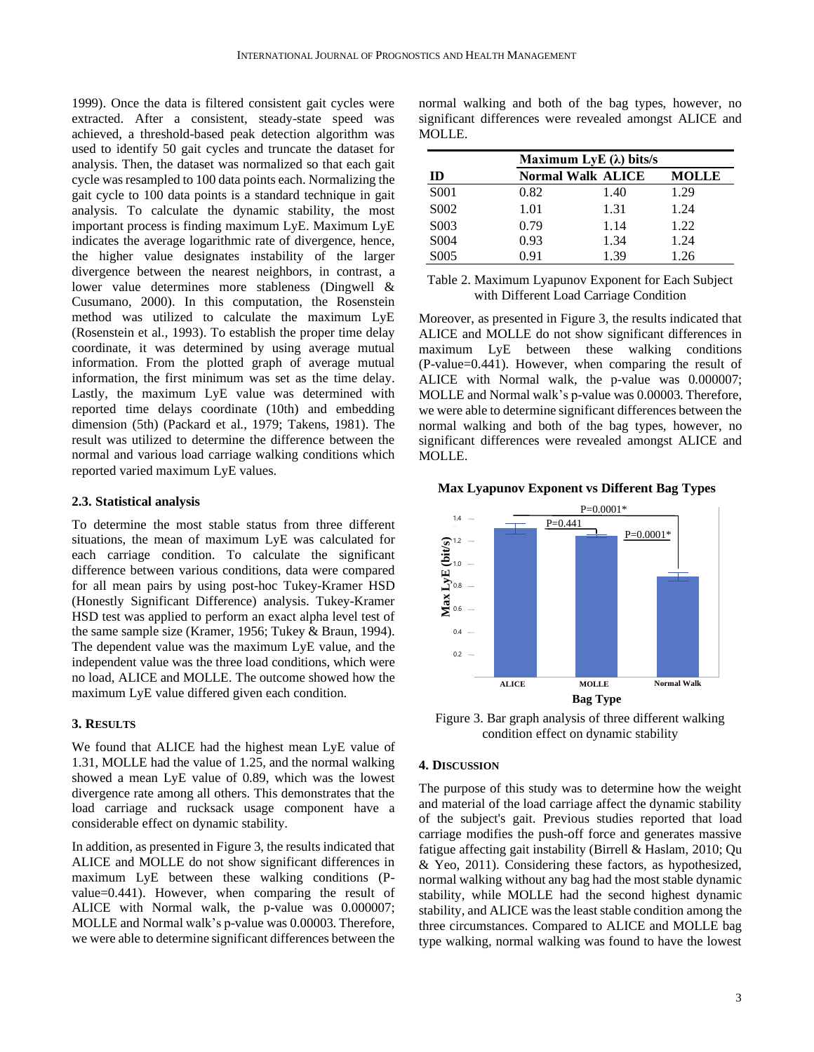1999). Once the data is filtered consistent gait cycles were extracted. After a consistent, steady-state speed was achieved, a threshold-based peak detection algorithm was used to identify 50 gait cycles and truncate the dataset for analysis. Then, the dataset was normalized so that each gait cycle was resampled to 100 data points each. Normalizing the gait cycle to 100 data points is a standard technique in gait analysis. To calculate the dynamic stability, the most important process is finding maximum LyE. Maximum LyE indicates the average logarithmic rate of divergence, hence, the higher value designates instability of the larger divergence between the nearest neighbors, in contrast, a lower value determines more stableness (Dingwell & Cusumano, 2000). In this computation, the Rosenstein method was utilized to calculate the maximum LyE (Rosenstein et al., 1993). To establish the proper time delay coordinate, it was determined by using average mutual information. From the plotted graph of average mutual information, the first minimum was set as the time delay. Lastly, the maximum LyE value was determined with reported time delays coordinate (10th) and embedding dimension (5th) (Packard et al., 1979; Takens, 1981). The result was utilized to determine the difference between the normal and various load carriage walking conditions which reported varied maximum LyE values.

### 2.3. Statistical analysis

To determine the most stable status from three different situations, the mean of maximum LyE was calculated for each carriage condition. To calculate the significant difference between various conditions, data were compared for all mean pairs by using post-hoc Tukey-Kramer HSD (Honestly Significant Difference) analysis. Tukey-Kramer HSD test was applied to perform an exact alpha level test of the same sample size (Kramer, 1956; Tukey & Braun, 1994). The dependent value was the maximum LyE value, and the independent value was the three load conditions, which were no load, ALICE and MOLLE. The outcome showed how the maximum LyE value differed given each condition.

## 3. Results

We found that ALICE had the highest mean LyE value of 1.31, MOLLE had the value of 1.25, and the normal walking showed a mean LyE value of 0.89, which was the lowest divergence rate among all others. This demonstrates that the load carriage and rucksack usage component have a considerable effect on dynamic stability.

In addition, as presented in Figure 3, the results indicated that ALICE and MOLLE do not show significant differences in maximum LyE between these walking conditions (P-value=0.441). However, when comparing the result of ALICE with Normal walk, the p-value was 0.000007; MOLLE and Normal walk's p-value was 0.00003. Therefore, we were able to determine significant differences between the normal walking and both of the bag types, however, no significant differences were revealed amongst ALICE and MOLLE.

| | Maximum LyE (λ) bits/s | | |
|---|---|---|---|
| **ID** | **Normal Walk** | **ALICE** | **MOLLE** |
| S001 | 0.82 | 1.40 | 1.29 |
| S002 | 1.01 | 1.31 | 1.24 |
| S003 | 0.79 | 1.14 | 1.22 |
| S004 | 0.93 | 1.34 | 1.24 |
| S005 | 0.91 | 1.39 | 1.26 |

Table 2. Maximum Lyapunov Exponent for Each Subject with Different Load Carriage Condition

Moreover, as presented in Figure 3, the results indicated that ALICE and MOLLE do not show significant differences in maximum LyE between these walking conditions (P-value=0.441). However, when comparing the result of ALICE with Normal walk, the p-value was 0.000007; MOLLE and Normal walk's p-value was 0.00003. Therefore, we were able to determine significant differences between the normal walking and both of the bag types, however, no significant differences were revealed amongst ALICE and MOLLE.

Figure 3. Bar graph analysis of three different walking condition effect on dynamic stability

## 4. Discussion

The purpose of this study was to determine how the weight and material of the load carriage affect the dynamic stability of the subject's gait. Previous studies reported that load carriage modifies the push-off force and generates massive fatigue affecting gait instability (Birrell & Haslam, 2010; Qu & Yeo, 2011). Considering these factors, as hypothesized, normal walking without any bag had the most stable dynamic stability, while MOLLE had the second highest dynamic stability, and ALICE was the least stable condition among the three circumstances. Compared to ALICE and MOLLE bag type walking, normal walking was found to have the lowest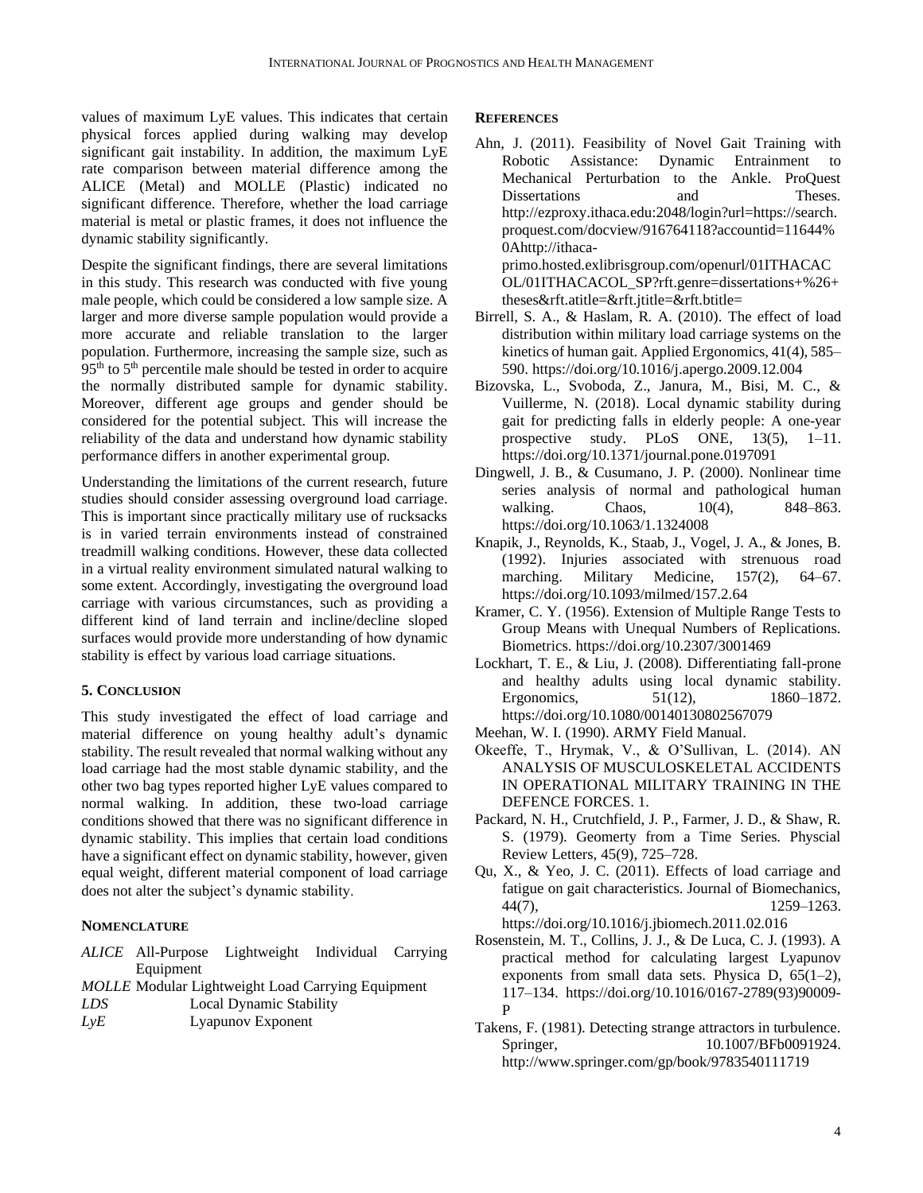values of maximum LyE values. This indicates that certain physical forces applied during walking may develop significant gait instability. In addition, the maximum LyE rate comparison between material difference among the ALICE (Metal) and MOLLE (Plastic) indicated no significant difference. Therefore, whether the load carriage material is metal or plastic frames, it does not influence the dynamic stability significantly.

Despite the significant findings, there are several limitations in this study. This research was conducted with five young male people, which could be considered a low sample size. A larger and more diverse sample population would provide a more accurate and reliable translation to the larger population. Furthermore, increasing the sample size, such as 95th to 5th percentile male should be tested in order to acquire the normally distributed sample for dynamic stability. Moreover, different age groups and gender should be considered for the potential subject. This will increase the reliability of the data and understand how dynamic stability performance differs in another experimental group.

Understanding the limitations of the current research, future studies should consider assessing overground load carriage. This is important since practically military use of rucksacks is in varied terrain environments instead of constrained treadmill walking conditions. However, these data collected in a virtual reality environment simulated natural walking to some extent. Accordingly, investigating the overground load carriage with various circumstances, such as providing a different kind of land terrain and incline/decline sloped surfaces would provide more understanding of how dynamic stability is effect by various load carriage situations.

## 5. Conclusion

This study investigated the effect of load carriage and material difference on young healthy adult's dynamic stability. The result revealed that normal walking without any load carriage had the most stable dynamic stability, and the other two bag types reported higher LyE values compared to normal walking. In addition, these two-load carriage conditions showed that there was no significant difference in dynamic stability. This implies that certain load conditions have a significant effect on dynamic stability, however, given equal weight, different material component of load carriage does not alter the subject's dynamic stability.

## Nomenclature

*ALICE* All-Purpose Lightweight Individual Carrying Equipment
*MOLLE* Modular Lightweight Load Carrying Equipment
*LDS* Local Dynamic Stability
*LyE* Lyapunov Exponent

## References

Ahn, J. (2011). Feasibility of Novel Gait Training with Robotic Assistance: Dynamic Entrainment to Mechanical Perturbation to the Ankle. ProQuest Dissertations and Theses. http://ezproxy.ithaca.edu:2048/login?url=https://search.proquest.com/docview/916764118?accountid=11644%0Ahttp://ithaca-primo.hosted.exlibrisgroup.com/openurl/01ITHACACOL/01ITHACACOL_SP?rft.genre=dissertations+%26+theses&rft.atitle=&rft.jtitle=&rft.btitle=

Birrell, S. A., & Haslam, R. A. (2010). The effect of load distribution within military load carriage systems on the kinetics of human gait. Applied Ergonomics, 41(4), 585–590. https://doi.org/10.1016/j.apergo.2009.12.004

Bizovska, L., Svoboda, Z., Janura, M., Bisi, M. C., & Vuillerme, N. (2018). Local dynamic stability during gait for predicting falls in elderly people: A one-year prospective study. PLoS ONE, 13(5), 1–11. https://doi.org/10.1371/journal.pone.0197091

Dingwell, J. B., & Cusumano, J. P. (2000). Nonlinear time series analysis of normal and pathological human walking. Chaos, 10(4), 848–863. https://doi.org/10.1063/1.1324008

Knapik, J., Reynolds, K., Staab, J., Vogel, J. A., & Jones, B. (1992). Injuries associated with strenuous road marching. Military Medicine, 157(2), 64–67. https://doi.org/10.1093/milmed/157.2.64

Kramer, C. Y. (1956). Extension of Multiple Range Tests to Group Means with Unequal Numbers of Replications. Biometrics. https://doi.org/10.2307/3001469

Lockhart, T. E., & Liu, J. (2008). Differentiating fall-prone and healthy adults using local dynamic stability. Ergonomics, 51(12), 1860–1872. https://doi.org/10.1080/00140130802567079

Meehan, W. I. (1990). ARMY Field Manual.

Okeeffe, T., Hrymak, V., & O'Sullivan, L. (2014). AN ANALYSIS OF MUSCULOSKELETAL ACCIDENTS IN OPERATIONAL MILITARY TRAINING IN THE DEFENCE FORCES. 1.

Packard, N. H., Crutchfield, J. P., Farmer, J. D., & Shaw, R. S. (1979). Geomerty from a Time Series. Physcial Review Letters, 45(9), 725–728.

Qu, X., & Yeo, J. C. (2011). Effects of load carriage and fatigue on gait characteristics. Journal of Biomechanics, 44(7), 1259–1263. https://doi.org/10.1016/j.jbiomech.2011.02.016

Rosenstein, M. T., Collins, J. J., & De Luca, C. J. (1993). A practical method for calculating largest Lyapunov exponents from small data sets. Physica D, 65(1–2), 117–134. https://doi.org/10.1016/0167-2789(93)90009-P

Takens, F. (1981). Detecting strange attractors in turbulence. Springer, 10.1007/BFb0091924. http://www.springer.com/gp/book/9783540111719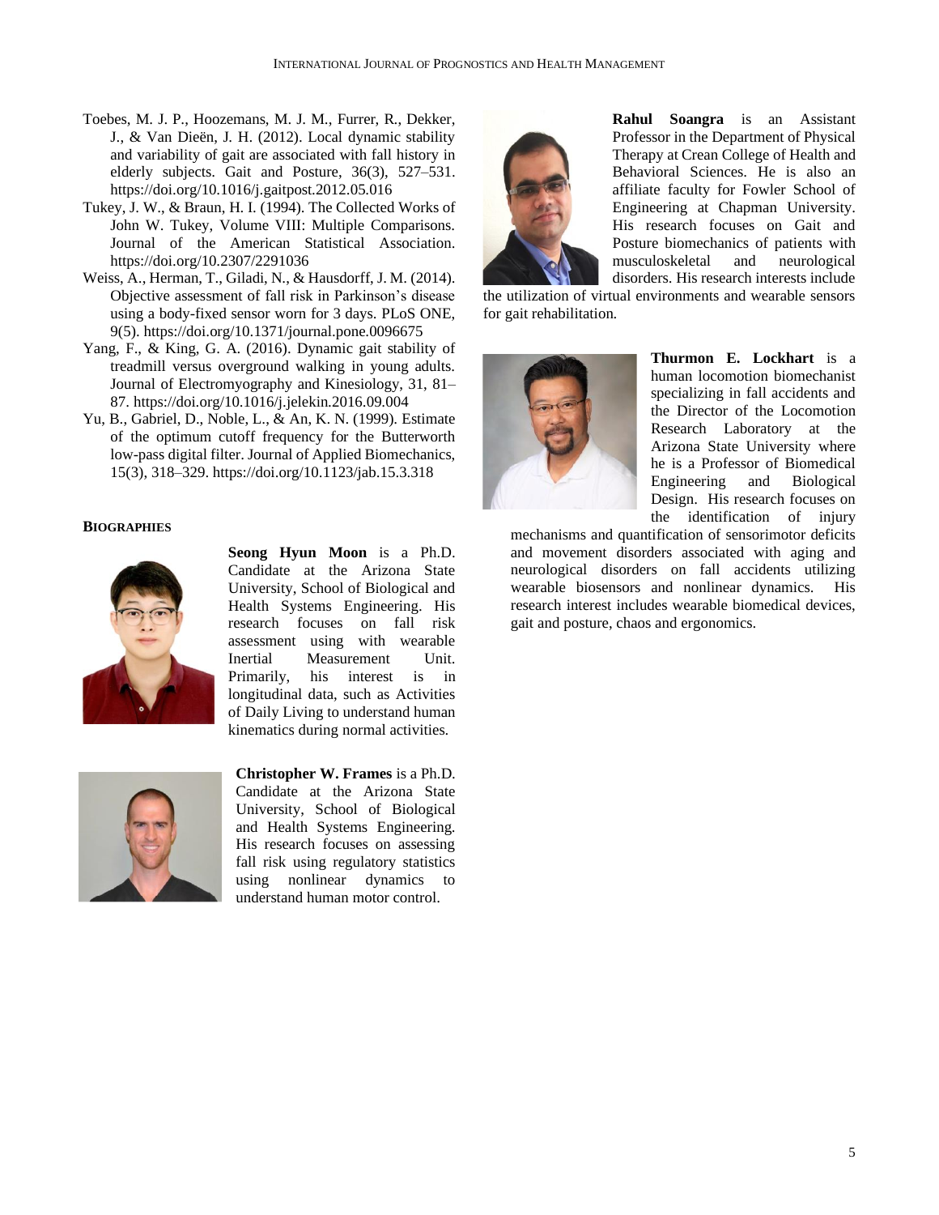Toebes, M. J. P., Hoozemans, M. J. M., Furrer, R., Dekker, J., & Van Dieën, J. H. (2012). Local dynamic stability and variability of gait are associated with fall history in elderly subjects. Gait and Posture, 36(3), 527–531. https://doi.org/10.1016/j.gaitpost.2012.05.016

Tukey, J. W., & Braun, H. I. (1994). The Collected Works of John W. Tukey, Volume VIII: Multiple Comparisons. Journal of the American Statistical Association. https://doi.org/10.2307/2291036

Weiss, A., Herman, T., Giladi, N., & Hausdorff, J. M. (2014). Objective assessment of fall risk in Parkinson's disease using a body-fixed sensor worn for 3 days. PLoS ONE, 9(5). https://doi.org/10.1371/journal.pone.0096675

Yang, F., & King, G. A. (2016). Dynamic gait stability of treadmill versus overground walking in young adults. Journal of Electromyography and Kinesiology, 31, 81–87. https://doi.org/10.1016/j.jelekin.2016.09.004

Yu, B., Gabriel, D., Noble, L., & An, K. N. (1999). Estimate of the optimum cutoff frequency for the Butterworth low-pass digital filter. Journal of Applied Biomechanics, 15(3), 318–329. https://doi.org/10.1123/jab.15.3.318

## BIOGRAPHIES

**Seong Hyun Moon** is a Ph.D. Candidate at the Arizona State University, School of Biological and Health Systems Engineering. His research focuses on fall risk assessment using wearable Inertial Measurement Unit. Primarily, his interest is in longitudinal data, such as Activities of Daily Living to understand human kinematics during normal activities.

**Christopher W. Frames** is a Ph.D. Candidate at the Arizona State University, School of Biological and Health Systems Engineering. His research focuses on assessing fall risk using regulatory statistics using nonlinear dynamics to understand human motor control.

**Rahul Soangra** is an Assistant Professor in the Department of Physical Therapy at Crean College of Health and Behavioral Sciences. He is also an affiliate faculty for Fowler School of Engineering at Chapman University. His research focuses on Gait and Posture biomechanics of patients with musculoskeletal and neurological disorders. His research interests include the utilization of virtual environments and wearable sensors for gait rehabilitation.

**Thurmon E. Lockhart** is a human locomotion biomechanist specializing in fall accidents and the Director of the Locomotion Research Laboratory at the Arizona State University where he is a Professor of Biomedical Engineering and Biological Design. His research focuses on the identification of injury mechanisms and quantification of sensorimotor deficits and movement disorders associated with aging and neurological disorders on fall accidents utilizing wearable biosensors and nonlinear dynamics. His research interest includes wearable biomedical devices, gait and posture, chaos and ergonomics.